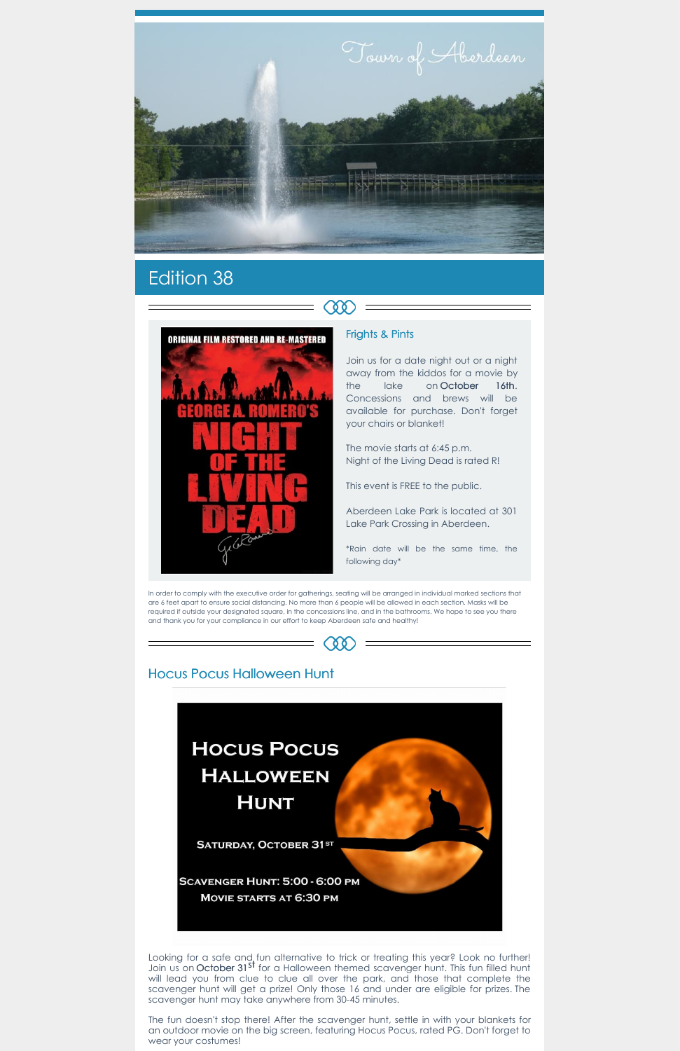Town of Aberdeen

## Edition 38

### Frights & Pints

Join us for a date night out or a night away from the kiddos for a movie by the lake on October 16th. Concessions and brews will be available for purchase. Don't forget your chairs or blanket!

The movie starts at 6:45 p.m.
Night of the Living Dead is rated R!

This event is FREE to the public.

Aberdeen Lake Park is located at 301 Lake Park Crossing in Aberdeen.

*Rain date will be the same time, the following day*

In order to comply with the executive order for gatherings, seating will be arranged in individual marked sections that are 6 feet apart to ensure social distancing. No more than 6 people will be allowed in each section. Masks will be required if outside your designated square, in the concessions line, and in the bathrooms. We hope to see you there and thank you for your compliance in our effort to keep Aberdeen safe and healthy!

### Hocus Pocus Halloween Hunt

**Hocus Pocus Halloween Hunt**

**Saturday, October 31st**

**Scavenger Hunt: 5:00 - 6:00 pm**
**Movie starts at 6:30 pm**

Looking for a safe and fun alternative to trick or treating this year? Look no further! Join us on October 31st for a Halloween themed scavenger hunt. This fun filled hunt will lead you from clue to clue all over the park, and those that complete the scavenger hunt will get a prize! Only those 16 and under are eligible for prizes. The scavenger hunt may take anywhere from 30-45 minutes.

The fun doesn't stop there! After the scavenger hunt, settle in with your blankets for an outdoor movie on the big screen, featuring Hocus Pocus, rated PG. Don't forget to wear your costumes!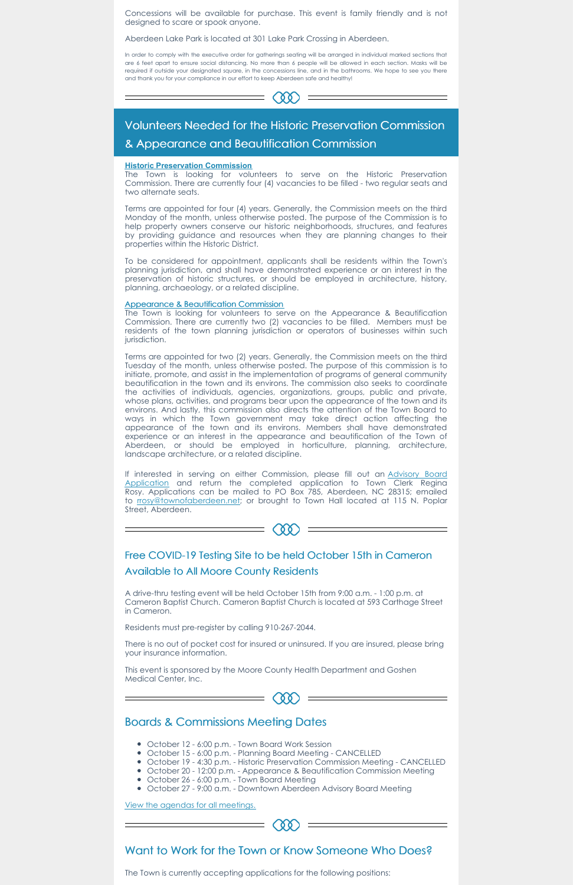Concessions will be available for purchase. This event is family friendly and is not designed to scare or spook anyone.

Aberdeen Lake Park is located at 301 Lake Park Crossing in Aberdeen.

In order to comply with the executive order for gatherings seating will be arranged in individual marked sections that are 6 feet apart to ensure social distancing. No more than 6 people will be allowed in each section. Masks will be required if outside your designated square, in the concessions line, and in the bathrooms. We hope to see you there and thank you for your compliance in our effort to keep Aberdeen safe and healthy!

## Volunteers Needed for the Historic Preservation Commission & Appearance and Beautification Commission

**Historic Preservation Commission**
The Town is looking for volunteers to serve on the Historic Preservation Commission. There are currently four (4) vacancies to be filled - two regular seats and two alternate seats.

Terms are appointed for four (4) years. Generally, the Commission meets on the third Monday of the month, unless otherwise posted. The purpose of the Commission is to help property owners conserve our historic neighborhoods, structures, and features by providing guidance and resources when they are planning changes to their properties within the Historic District.

To be considered for appointment, applicants shall be residents within the Town's planning jurisdiction, and shall have demonstrated experience or an interest in the preservation of historic structures, or should be employed in architecture, history, planning, archaeology, or a related discipline.

Appearance & Beautification Commission
The Town is looking for volunteers to serve on the Appearance & Beautification Commission. There are currently two (2) vacancies to be filled. Members must be residents of the town planning jurisdiction or operators of businesses within such jurisdiction.

Terms are appointed for two (2) years. Generally, the Commission meets on the third Tuesday of the month, unless otherwise posted. The purpose of this commission is to initiate, promote, and assist in the implementation of programs of general community beautification in the town and its environs. The commission also seeks to coordinate the activities of individuals, agencies, organizations, groups, public and private, whose plans, activities, and programs bear upon the appearance of the town and its environs. And lastly, this commission also directs the attention of the Town Board to ways in which the Town government may take direct action affecting the appearance of the town and its environs. Members shall have demonstrated experience or an interest in the appearance and beautification of the Town of Aberdeen, or should be employed in horticulture, planning, architecture, landscape architecture, or a related discipline.

If interested in serving on either Commission, please fill out an Advisory Board Application and return the completed application to Town Clerk Regina Rosy. Applications can be mailed to PO Box 785, Aberdeen, NC 28315; emailed to rrosy@townofaberdeen.net; or brought to Town Hall located at 115 N. Poplar Street, Aberdeen.

## Free COVID-19 Testing Site to be held October 15th in Cameron Available to All Moore County Residents

A drive-thru testing event will be held October 15th from 9:00 a.m. - 1:00 p.m. at Cameron Baptist Church. Cameron Baptist Church is located at 593 Carthage Street in Cameron.

Residents must pre-register by calling 910-267-2044.

There is no out of pocket cost for insured or uninsured. If you are insured, please bring your insurance information.

This event is sponsored by the Moore County Health Department and Goshen Medical Center, Inc.

## Boards & Commissions Meeting Dates

- October 12 - 6:00 p.m. - Town Board Work Session
- October 15 - 6:00 p.m. - Planning Board Meeting - CANCELLED
- October 19 - 4:30 p.m. - Historic Preservation Commission Meeting - CANCELLED
- October 20 - 12:00 p.m. - Appearance & Beautification Commission Meeting
- October 26 - 6:00 p.m. - Town Board Meeting
- October 27 - 9:00 a.m. - Downtown Aberdeen Advisory Board Meeting

View the agendas for all meetings.

## Want to Work for the Town or Know Someone Who Does?

The Town is currently accepting applications for the following positions: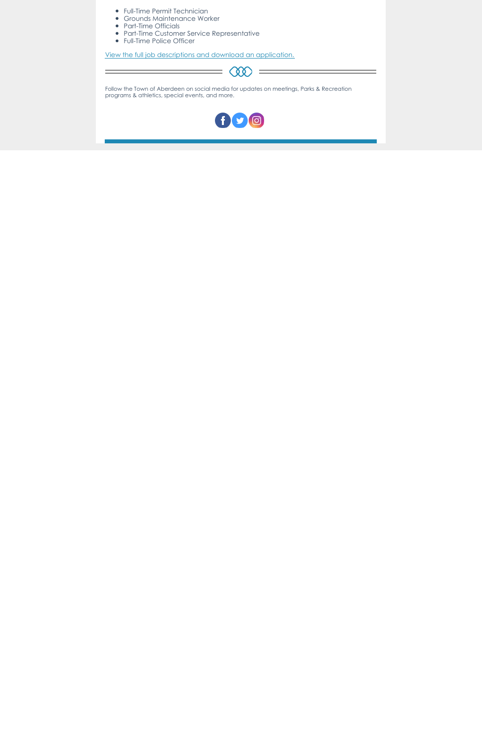- Full-Time Permit Technician
- Grounds Maintenance Worker
- Part-Time Officials
- Part-Time Customer Service Representative
- Full-Time Police Officer

View the full job descriptions and download an application.

Follow the Town of Aberdeen on social media for updates on meetings, Parks & Recreation programs & athletics, special events, and more.